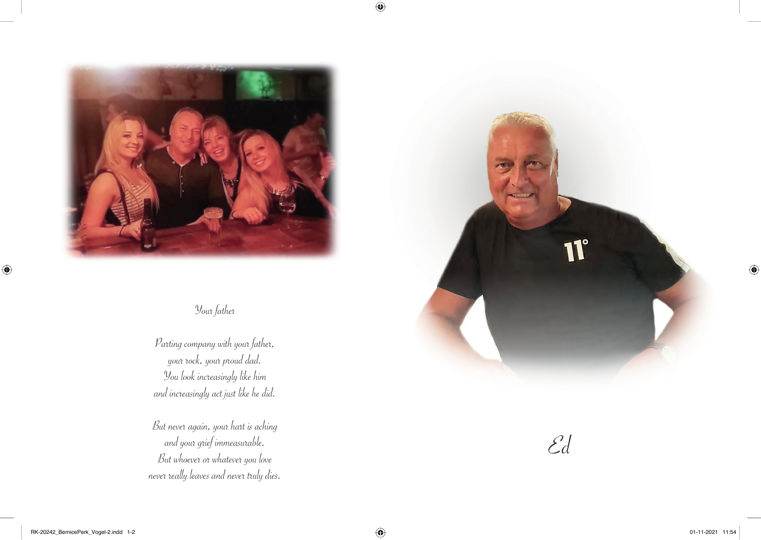## Your father

*Parting company with your father,*
*your rock, your proud dad.*
*You look increasingly like him*
*and increasingly act just like he did.*

*But never again, your hart is aching*
*and your grief immeasurable.*
*But whoever or whatever you love*
*never really leaves and never truly dies.*

# Ed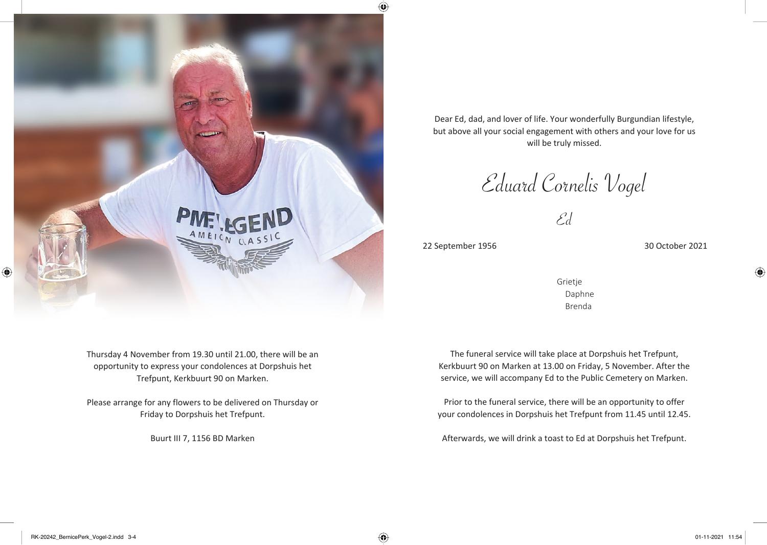Dear Ed, dad, and lover of life. Your wonderfully Burgundian lifestyle, but above all your social engagement with others and your love for us will be truly missed.

# Eduard Cornelis Vogel

*Ed*

22 September 1956 — 30 October 2021

Grietje
Daphne
Brenda

Thursday 4 November from 19.30 until 21.00, there will be an opportunity to express your condolences at Dorpshuis het Trefpunt, Kerkbuurt 90 on Marken.

Please arrange for any flowers to be delivered on Thursday or Friday to Dorpshuis het Trefpunt.

Buurt III 7, 1156 BD Marken

The funeral service will take place at Dorpshuis het Trefpunt, Kerkbuurt 90 on Marken at 13.00 on Friday, 5 November. After the service, we will accompany Ed to the Public Cemetery on Marken.

Prior to the funeral service, there will be an opportunity to offer your condolences in Dorpshuis het Trefpunt from 11.45 until 12.45.

Afterwards, we will drink a toast to Ed at Dorpshuis het Trefpunt.